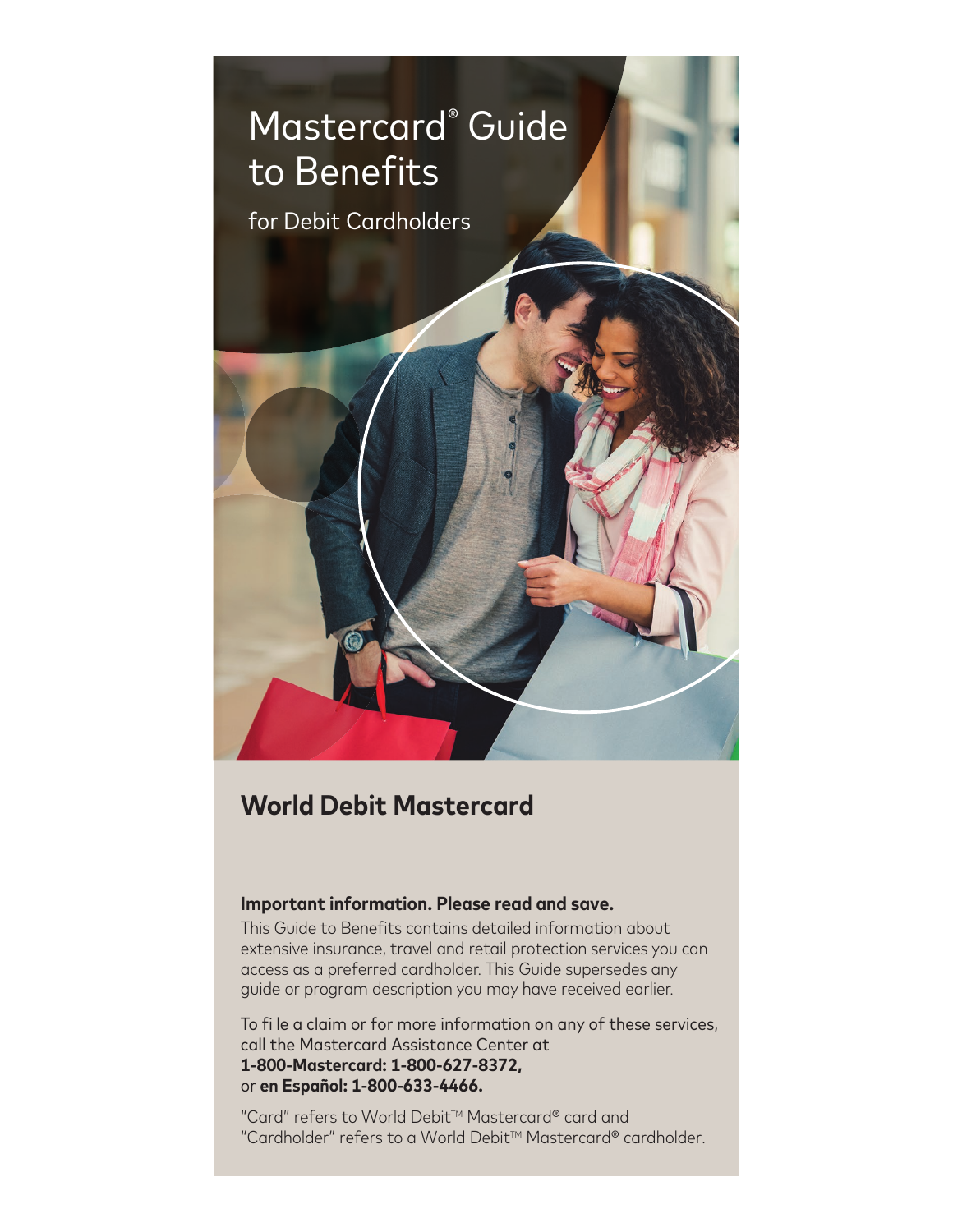# Mastercard® Guide to Benefits

for Debit Cardholders

## World Debit Mastercard

**Important information. Please read and save.**

This Guide to Benefits contains detailed information about extensive insurance, travel and retail protection services you can access as a preferred cardholder. This Guide supersedes any guide or program description you may have received earlier.

To file a claim or for more information on any of these services, call the Mastercard Assistance Center at **1-800-Mastercard: 1-800-627-8372,** or **en Español: 1-800-633-4466.**

"Card" refers to World Debit™ Mastercard® card and "Cardholder" refers to a World Debit™ Mastercard® cardholder.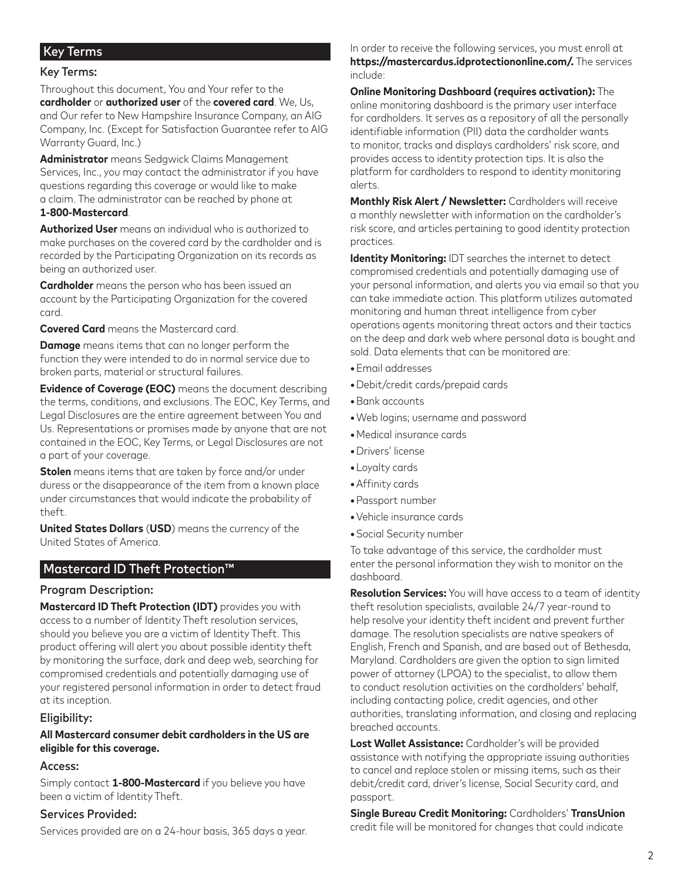## Key Terms

### Key Terms:

Throughout this document, You and Your refer to the **cardholder** or **authorized user** of the **covered card**. We, Us, and Our refer to New Hampshire Insurance Company, an AIG Company, Inc. (Except for Satisfaction Guarantee refer to AIG Warranty Guard, Inc.)

**Administrator** means Sedgwick Claims Management Services, Inc., you may contact the administrator if you have questions regarding this coverage or would like to make a claim. The administrator can be reached by phone at **1-800-Mastercard**.

**Authorized User** means an individual who is authorized to make purchases on the covered card by the cardholder and is recorded by the Participating Organization on its records as being an authorized user.

**Cardholder** means the person who has been issued an account by the Participating Organization for the covered card.

**Covered Card** means the Mastercard card.

**Damage** means items that can no longer perform the function they were intended to do in normal service due to broken parts, material or structural failures.

**Evidence of Coverage (EOC)** means the document describing the terms, conditions, and exclusions. The EOC, Key Terms, and Legal Disclosures are the entire agreement between You and Us. Representations or promises made by anyone that are not contained in the EOC, Key Terms, or Legal Disclosures are not a part of your coverage.

**Stolen** means items that are taken by force and/or under duress or the disappearance of the item from a known place under circumstances that would indicate the probability of theft.

**United States Dollars** (**USD**) means the currency of the United States of America.

## Mastercard ID Theft Protection™

### Program Description:

**Mastercard ID Theft Protection (IDT)** provides you with access to a number of Identity Theft resolution services, should you believe you are a victim of Identity Theft. This product offering will alert you about possible identity theft by monitoring the surface, dark and deep web, searching for compromised credentials and potentially damaging use of your registered personal information in order to detect fraud at its inception.

### Eligibility:

**All Mastercard consumer debit cardholders in the US are eligible for this coverage.**

### Access:

Simply contact **1-800-Mastercard** if you believe you have been a victim of Identity Theft.

### Services Provided:

Services provided are on a 24-hour basis, 365 days a year.

In order to receive the following services, you must enroll at **https://mastercardus.idprotectiononline.com/.** The services include:

**Online Monitoring Dashboard (requires activation):** The online monitoring dashboard is the primary user interface for cardholders. It serves as a repository of all the personally identifiable information (PII) data the cardholder wants to monitor, tracks and displays cardholders' risk score, and provides access to identity protection tips. It is also the platform for cardholders to respond to identity monitoring alerts.

**Monthly Risk Alert / Newsletter:** Cardholders will receive a monthly newsletter with information on the cardholder's risk score, and articles pertaining to good identity protection practices.

**Identity Monitoring:** IDT searches the internet to detect compromised credentials and potentially damaging use of your personal information, and alerts you via email so that you can take immediate action. This platform utilizes automated monitoring and human threat intelligence from cyber operations agents monitoring threat actors and their tactics on the deep and dark web where personal data is bought and sold. Data elements that can be monitored are:

- Email addresses
- Debit/credit cards/prepaid cards
- Bank accounts
- Web logins; username and password
- Medical insurance cards
- Drivers' license
- Loyalty cards
- Affinity cards
- Passport number
- Vehicle insurance cards
- Social Security number

To take advantage of this service, the cardholder must enter the personal information they wish to monitor on the dashboard.

**Resolution Services:** You will have access to a team of identity theft resolution specialists, available 24/7 year-round to help resolve your identity theft incident and prevent further damage. The resolution specialists are native speakers of English, French and Spanish, and are based out of Bethesda, Maryland. Cardholders are given the option to sign limited power of attorney (LPOA) to the specialist, to allow them to conduct resolution activities on the cardholders' behalf, including contacting police, credit agencies, and other authorities, translating information, and closing and replacing breached accounts.

**Lost Wallet Assistance:** Cardholder's will be provided assistance with notifying the appropriate issuing authorities to cancel and replace stolen or missing items, such as their debit/credit card, driver's license, Social Security card, and passport.

**Single Bureau Credit Monitoring:** Cardholders' **TransUnion** credit file will be monitored for changes that could indicate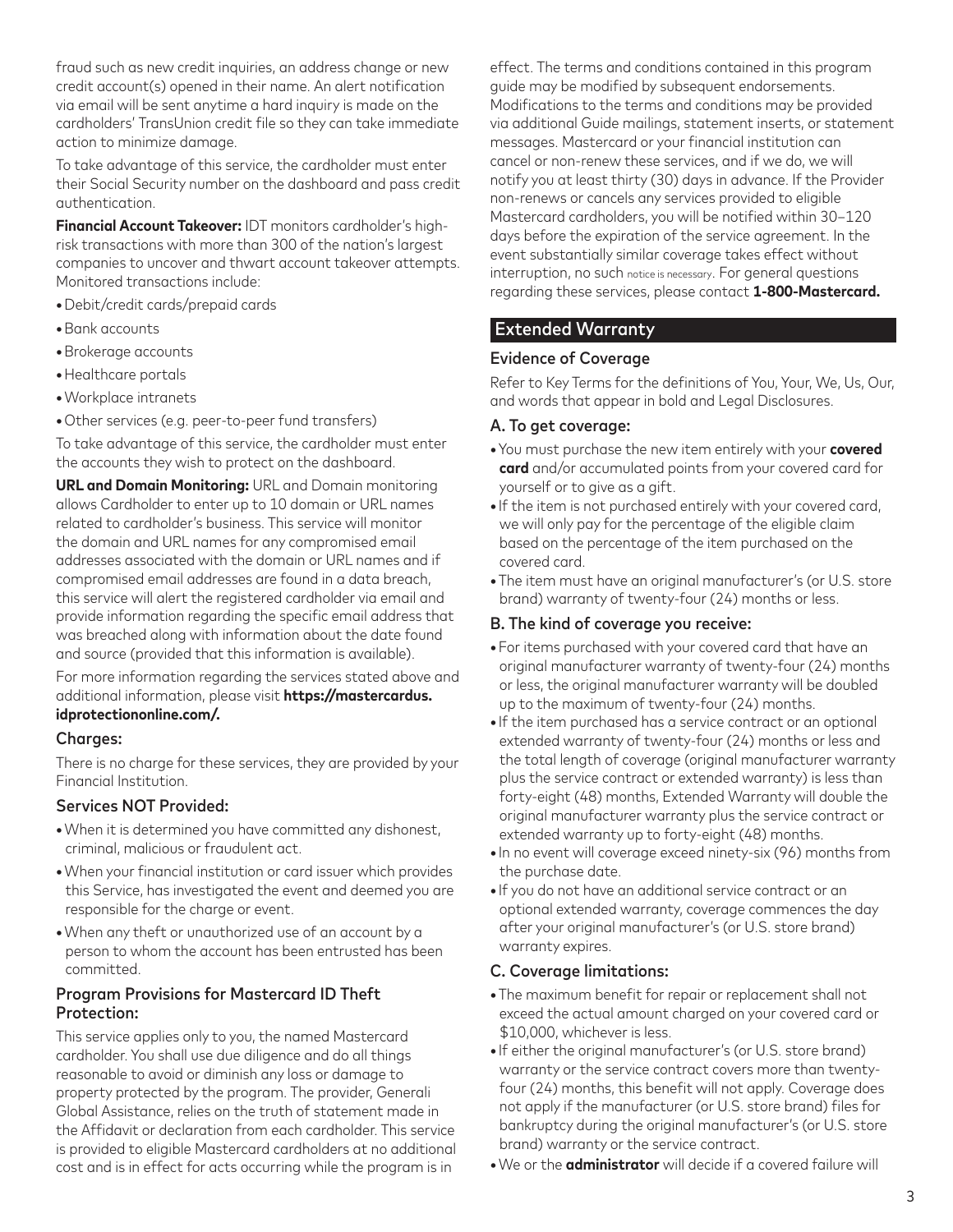fraud such as new credit inquiries, an address change or new credit account(s) opened in their name. An alert notification via email will be sent anytime a hard inquiry is made on the cardholders' TransUnion credit file so they can take immediate action to minimize damage.

To take advantage of this service, the cardholder must enter their Social Security number on the dashboard and pass credit authentication.

**Financial Account Takeover:** IDT monitors cardholder's high-risk transactions with more than 300 of the nation's largest companies to uncover and thwart account takeover attempts. Monitored transactions include:

- Debit/credit cards/prepaid cards
- Bank accounts
- Brokerage accounts
- Healthcare portals
- Workplace intranets
- Other services (e.g. peer-to-peer fund transfers)

To take advantage of this service, the cardholder must enter the accounts they wish to protect on the dashboard.

**URL and Domain Monitoring:** URL and Domain monitoring allows Cardholder to enter up to 10 domain or URL names related to cardholder's business. This service will monitor the domain and URL names for any compromised email addresses associated with the domain or URL names and if compromised email addresses are found in a data breach, this service will alert the registered cardholder via email and provide information regarding the specific email address that was breached along with information about the date found and source (provided that this information is available).

For more information regarding the services stated above and additional information, please visit **https://mastercardus.idprotectiononline.com/.**

### Charges:

There is no charge for these services, they are provided by your Financial Institution.

### Services NOT Provided:

- When it is determined you have committed any dishonest, criminal, malicious or fraudulent act.
- When your financial institution or card issuer which provides this Service, has investigated the event and deemed you are responsible for the charge or event.
- When any theft or unauthorized use of an account by a person to whom the account has been entrusted has been committed.

### Program Provisions for Mastercard ID Theft Protection:

This service applies only to you, the named Mastercard cardholder. You shall use due diligence and do all things reasonable to avoid or diminish any loss or damage to property protected by the program. The provider, Generali Global Assistance, relies on the truth of statement made in the Affidavit or declaration from each cardholder. This service is provided to eligible Mastercard cardholders at no additional cost and is in effect for acts occurring while the program is in effect. The terms and conditions contained in this program guide may be modified by subsequent endorsements. Modifications to the terms and conditions may be provided via additional Guide mailings, statement inserts, or statement messages. Mastercard or your financial institution can cancel or non-renew these services, and if we do, we will notify you at least thirty (30) days in advance. If the Provider non-renews or cancels any services provided to eligible Mastercard cardholders, you will be notified within 30–120 days before the expiration of the service agreement. In the event substantially similar coverage takes effect without interruption, no such notice is necessary. For general questions regarding these services, please contact **1-800-Mastercard.**

## Extended Warranty

### Evidence of Coverage

Refer to Key Terms for the definitions of You, Your, We, Us, Our, and words that appear in bold and Legal Disclosures.

### A. To get coverage:

- You must purchase the new item entirely with your **covered card** and/or accumulated points from your covered card for yourself or to give as a gift.
- If the item is not purchased entirely with your covered card, we will only pay for the percentage of the eligible claim based on the percentage of the item purchased on the covered card.
- The item must have an original manufacturer's (or U.S. store brand) warranty of twenty-four (24) months or less.

### B. The kind of coverage you receive:

- For items purchased with your covered card that have an original manufacturer warranty of twenty-four (24) months or less, the original manufacturer warranty will be doubled up to the maximum of twenty-four (24) months.
- If the item purchased has a service contract or an optional extended warranty of twenty-four (24) months or less and the total length of coverage (original manufacturer warranty plus the service contract or extended warranty) is less than forty-eight (48) months, Extended Warranty will double the original manufacturer warranty plus the service contract or extended warranty up to forty-eight (48) months.
- In no event will coverage exceed ninety-six (96) months from the purchase date.
- If you do not have an additional service contract or an optional extended warranty, coverage commences the day after your original manufacturer's (or U.S. store brand) warranty expires.

### C. Coverage limitations:

- The maximum benefit for repair or replacement shall not exceed the actual amount charged on your covered card or $10,000, whichever is less.
- If either the original manufacturer's (or U.S. store brand) warranty or the service contract covers more than twenty-four (24) months, this benefit will not apply. Coverage does not apply if the manufacturer (or U.S. store brand) files for bankruptcy during the original manufacturer's (or U.S. store brand) warranty or the service contract.
- We or the **administrator** will decide if a covered failure will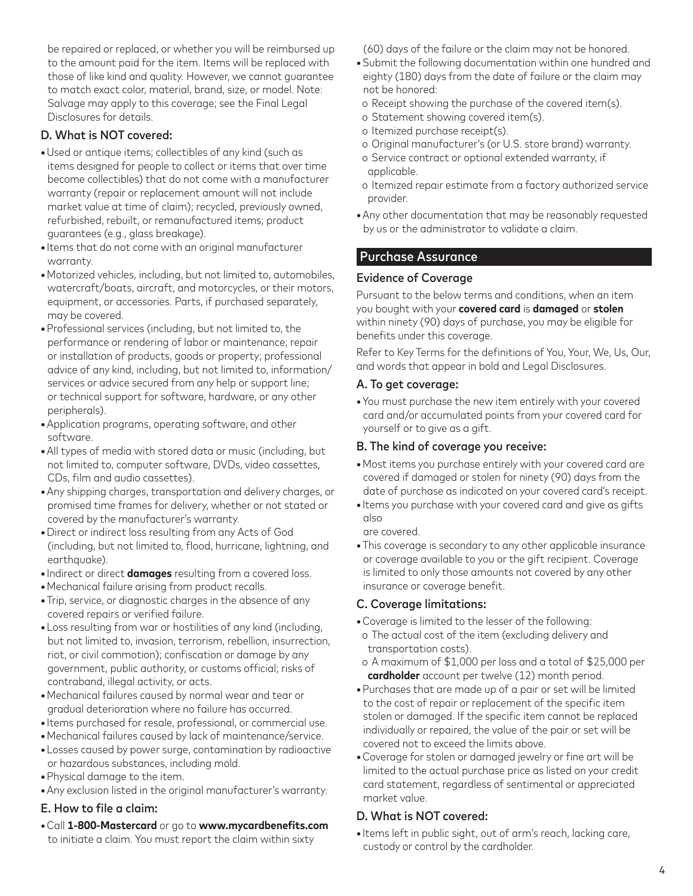be repaired or replaced, or whether you will be reimbursed up to the amount paid for the item. Items will be replaced with those of like kind and quality. However, we cannot guarantee to match exact color, material, brand, size, or model. Note: Salvage may apply to this coverage; see the Final Legal Disclosures for details.

### D. What is NOT covered:

- Used or antique items; collectibles of any kind (such as items designed for people to collect or items that over time become collectibles) that do not come with a manufacturer warranty (repair or replacement amount will not include market value at time of claim); recycled, previously owned, refurbished, rebuilt, or remanufactured items; product guarantees (e.g., glass breakage).
- Items that do not come with an original manufacturer warranty.
- Motorized vehicles, including, but not limited to, automobiles, watercraft/boats, aircraft, and motorcycles, or their motors, equipment, or accessories. Parts, if purchased separately, may be covered.
- Professional services (including, but not limited to, the performance or rendering of labor or maintenance; repair or installation of products, goods or property; professional advice of any kind, including, but not limited to, information/services or advice secured from any help or support line; or technical support for software, hardware, or any other peripherals).
- Application programs, operating software, and other software.
- All types of media with stored data or music (including, but not limited to, computer software, DVDs, video cassettes, CDs, film and audio cassettes).
- Any shipping charges, transportation and delivery charges, or promised time frames for delivery, whether or not stated or covered by the manufacturer's warranty.
- Direct or indirect loss resulting from any Acts of God (including, but not limited to, flood, hurricane, lightning, and earthquake).
- Indirect or direct **damages** resulting from a covered loss.
- Mechanical failure arising from product recalls.
- Trip, service, or diagnostic charges in the absence of any covered repairs or verified failure.
- Loss resulting from war or hostilities of any kind (including, but not limited to, invasion, terrorism, rebellion, insurrection, riot, or civil commotion); confiscation or damage by any government, public authority, or customs official; risks of contraband, illegal activity, or acts.
- Mechanical failures caused by normal wear and tear or gradual deterioration where no failure has occurred.
- Items purchased for resale, professional, or commercial use.
- Mechanical failures caused by lack of maintenance/service.
- Losses caused by power surge, contamination by radioactive or hazardous substances, including mold.
- Physical damage to the item.
- Any exclusion listed in the original manufacturer's warranty.

### E. How to file a claim:

- Call **1-800-Mastercard** or go to **www.mycardbenefits.com** to initiate a claim. You must report the claim within sixty (60) days of the failure or the claim may not be honored.
- Submit the following documentation within one hundred and eighty (180) days from the date of failure or the claim may not be honored:
  - o Receipt showing the purchase of the covered item(s).
  - o Statement showing covered item(s).
  - o Itemized purchase receipt(s).
  - o Original manufacturer's (or U.S. store brand) warranty.
  - o Service contract or optional extended warranty, if applicable.
  - o Itemized repair estimate from a factory authorized service provider.
- Any other documentation that may be reasonably requested by us or the administrator to validate a claim.

## Purchase Assurance

### Evidence of Coverage

Pursuant to the below terms and conditions, when an item you bought with your **covered card** is **damaged** or **stolen** within ninety (90) days of purchase, you may be eligible for benefits under this coverage.

Refer to Key Terms for the definitions of You, Your, We, Us, Our, and words that appear in bold and Legal Disclosures.

### A. To get coverage:

- You must purchase the new item entirely with your covered card and/or accumulated points from your covered card for yourself or to give as a gift.

### B. The kind of coverage you receive:

- Most items you purchase entirely with your covered card are covered if damaged or stolen for ninety (90) days from the date of purchase as indicated on your covered card's receipt.
- Items you purchase with your covered card and give as gifts also are covered.
- This coverage is secondary to any other applicable insurance or coverage available to you or the gift recipient. Coverage is limited to only those amounts not covered by any other insurance or coverage benefit.

### C. Coverage limitations:

- Coverage is limited to the lesser of the following:
  - o The actual cost of the item (excluding delivery and transportation costs).
  - o A maximum of $1,000 per loss and a total of $25,000 per **cardholder** account per twelve (12) month period.
- Purchases that are made up of a pair or set will be limited to the cost of repair or replacement of the specific item stolen or damaged. If the specific item cannot be replaced individually or repaired, the value of the pair or set will be covered not to exceed the limits above.
- Coverage for stolen or damaged jewelry or fine art will be limited to the actual purchase price as listed on your credit card statement, regardless of sentimental or appreciated market value.

### D. What is NOT covered:

- Items left in public sight, out of arm's reach, lacking care, custody or control by the cardholder.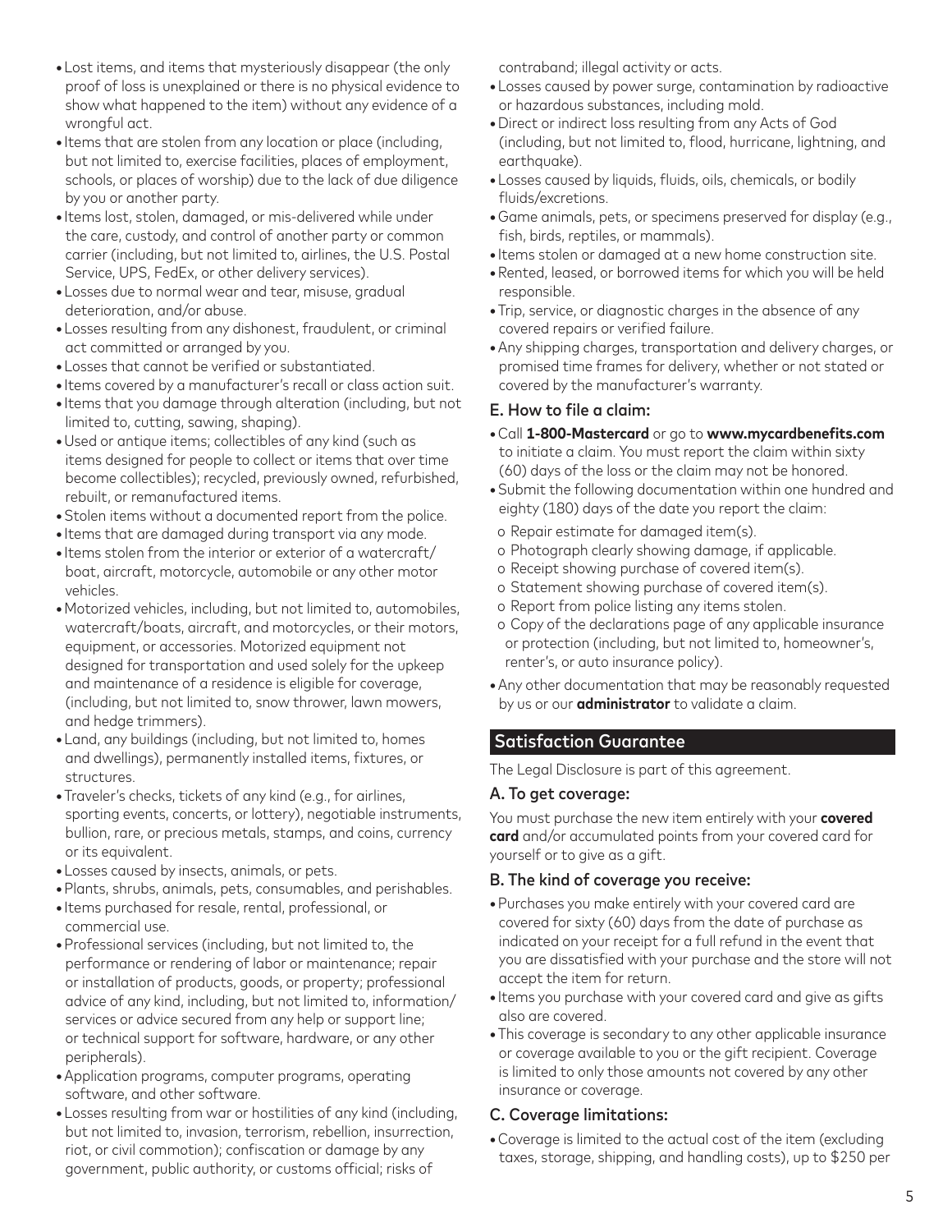- Lost items, and items that mysteriously disappear (the only proof of loss is unexplained or there is no physical evidence to show what happened to the item) without any evidence of a wrongful act.
- Items that are stolen from any location or place (including, but not limited to, exercise facilities, places of employment, schools, or places of worship) due to the lack of due diligence by you or another party.
- Items lost, stolen, damaged, or mis-delivered while under the care, custody, and control of another party or common carrier (including, but not limited to, airlines, the U.S. Postal Service, UPS, FedEx, or other delivery services).
- Losses due to normal wear and tear, misuse, gradual deterioration, and/or abuse.
- Losses resulting from any dishonest, fraudulent, or criminal act committed or arranged by you.
- Losses that cannot be verified or substantiated.
- Items covered by a manufacturer's recall or class action suit.
- Items that you damage through alteration (including, but not limited to, cutting, sawing, shaping).
- Used or antique items; collectibles of any kind (such as items designed for people to collect or items that over time become collectibles); recycled, previously owned, refurbished, rebuilt, or remanufactured items.
- Stolen items without a documented report from the police.
- Items that are damaged during transport via any mode.
- Items stolen from the interior or exterior of a watercraft/boat, aircraft, motorcycle, automobile or any other motor vehicles.
- Motorized vehicles, including, but not limited to, automobiles, watercraft/boats, aircraft, and motorcycles, or their motors, equipment, or accessories. Motorized equipment not designed for transportation and used solely for the upkeep and maintenance of a residence is eligible for coverage, (including, but not limited to, snow thrower, lawn mowers, and hedge trimmers).
- Land, any buildings (including, but not limited to, homes and dwellings), permanently installed items, fixtures, or structures.
- Traveler's checks, tickets of any kind (e.g., for airlines, sporting events, concerts, or lottery), negotiable instruments, bullion, rare, or precious metals, stamps, and coins, currency or its equivalent.
- Losses caused by insects, animals, or pets.
- Plants, shrubs, animals, pets, consumables, and perishables.
- Items purchased for resale, rental, professional, or commercial use.
- Professional services (including, but not limited to, the performance or rendering of labor or maintenance; repair or installation of products, goods, or property; professional advice of any kind, including, but not limited to, information/services or advice secured from any help or support line; or technical support for software, hardware, or any other peripherals).
- Application programs, computer programs, operating software, and other software.
- Losses resulting from war or hostilities of any kind (including, but not limited to, invasion, terrorism, rebellion, insurrection, riot, or civil commotion); confiscation or damage by any government, public authority, or customs official; risks of contraband; illegal activity or acts.
- Losses caused by power surge, contamination by radioactive or hazardous substances, including mold.
- Direct or indirect loss resulting from any Acts of God (including, but not limited to, flood, hurricane, lightning, and earthquake).
- Losses caused by liquids, fluids, oils, chemicals, or bodily fluids/excretions.
- Game animals, pets, or specimens preserved for display (e.g., fish, birds, reptiles, or mammals).
- Items stolen or damaged at a new home construction site.
- Rented, leased, or borrowed items for which you will be held responsible.
- Trip, service, or diagnostic charges in the absence of any covered repairs or verified failure.
- Any shipping charges, transportation and delivery charges, or promised time frames for delivery, whether or not stated or covered by the manufacturer's warranty.

### E. How to file a claim:

- Call **1-800-Mastercard** or go to **www.mycardbenefits.com** to initiate a claim. You must report the claim within sixty (60) days of the loss or the claim may not be honored.
- Submit the following documentation within one hundred and eighty (180) days of the date you report the claim:
  - Repair estimate for damaged item(s).
  - Photograph clearly showing damage, if applicable.
  - Receipt showing purchase of covered item(s).
  - Statement showing purchase of covered item(s).
  - Report from police listing any items stolen.
  - Copy of the declarations page of any applicable insurance or protection (including, but not limited to, homeowner's, renter's, or auto insurance policy).
- Any other documentation that may be reasonably requested by us or our **administrator** to validate a claim.

## Satisfaction Guarantee

The Legal Disclosure is part of this agreement.

### A. To get coverage:

You must purchase the new item entirely with your **covered card** and/or accumulated points from your covered card for yourself or to give as a gift.

### B. The kind of coverage you receive:

- Purchases you make entirely with your covered card are covered for sixty (60) days from the date of purchase as indicated on your receipt for a full refund in the event that you are dissatisfied with your purchase and the store will not accept the item for return.
- Items you purchase with your covered card and give as gifts also are covered.
- This coverage is secondary to any other applicable insurance or coverage available to you or the gift recipient. Coverage is limited to only those amounts not covered by any other insurance or coverage.

### C. Coverage limitations:

- Coverage is limited to the actual cost of the item (excluding taxes, storage, shipping, and handling costs), up to $250 per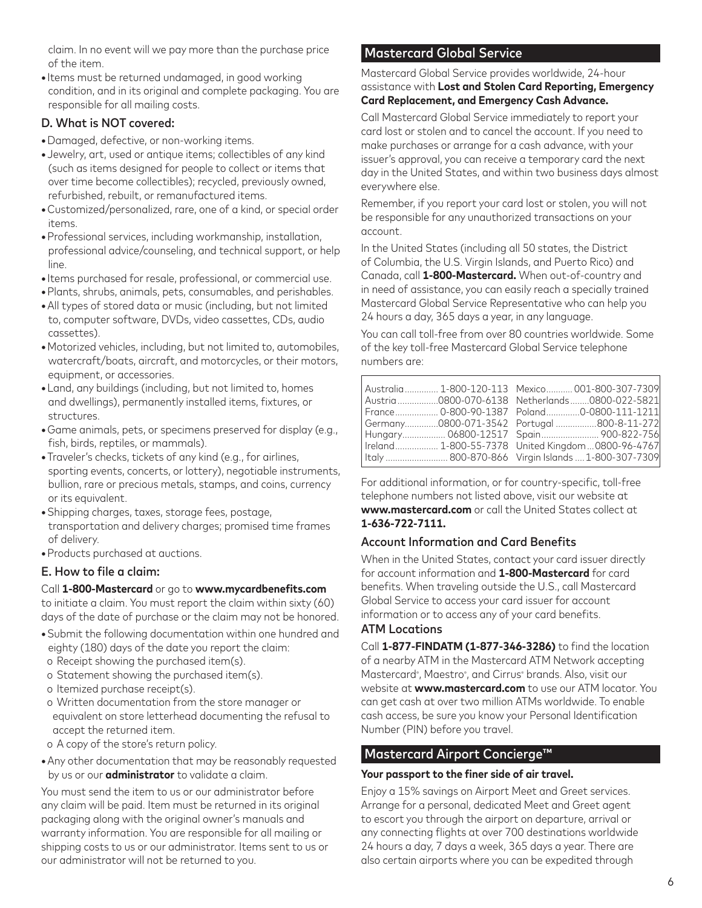claim. In no event will we pay more than the purchase price of the item.

- Items must be returned undamaged, in good working condition, and in its original and complete packaging. You are responsible for all mailing costs.

### D. What is NOT covered:

- Damaged, defective, or non-working items.
- Jewelry, art, used or antique items; collectibles of any kind (such as items designed for people to collect or items that over time become collectibles); recycled, previously owned, refurbished, rebuilt, or remanufactured items.
- Customized/personalized, rare, one of a kind, or special order items.
- Professional services, including workmanship, installation, professional advice/counseling, and technical support, or help line.
- Items purchased for resale, professional, or commercial use.
- Plants, shrubs, animals, pets, consumables, and perishables.
- All types of stored data or music (including, but not limited to, computer software, DVDs, video cassettes, CDs, audio cassettes).
- Motorized vehicles, including, but not limited to, automobiles, watercraft/boats, aircraft, and motorcycles, or their motors, equipment, or accessories.
- Land, any buildings (including, but not limited to, homes and dwellings), permanently installed items, fixtures, or structures.
- Game animals, pets, or specimens preserved for display (e.g., fish, birds, reptiles, or mammals).
- Traveler's checks, tickets of any kind (e.g., for airlines, sporting events, concerts, or lottery), negotiable instruments, bullion, rare or precious metals, stamps, and coins, currency or its equivalent.
- Shipping charges, taxes, storage fees, postage, transportation and delivery charges; promised time frames of delivery.
- Products purchased at auctions.

### E. How to file a claim:

Call **1-800-Mastercard** or go to **www.mycardbenefits.com** to initiate a claim. You must report the claim within sixty (60) days of the date of purchase or the claim may not be honored.

- Submit the following documentation within one hundred and eighty (180) days of the date you report the claim:
  - o Receipt showing the purchased item(s).
  - o Statement showing the purchased item(s).
  - o Itemized purchase receipt(s).
  - o Written documentation from the store manager or equivalent on store letterhead documenting the refusal to accept the returned item.
  - o A copy of the store's return policy.
- Any other documentation that may be reasonably requested by us or our **administrator** to validate a claim.

You must send the item to us or our administrator before any claim will be paid. Item must be returned in its original packaging along with the original owner's manuals and warranty information. You are responsible for all mailing or shipping costs to us or our administrator. Items sent to us or our administrator will not be returned to you.

## Mastercard Global Service

Mastercard Global Service provides worldwide, 24-hour assistance with **Lost and Stolen Card Reporting, Emergency Card Replacement, and Emergency Cash Advance.**

Call Mastercard Global Service immediately to report your card lost or stolen and to cancel the account. If you need to make purchases or arrange for a cash advance, with your issuer's approval, you can receive a temporary card the next day in the United States, and within two business days almost everywhere else.

Remember, if you report your card lost or stolen, you will not be responsible for any unauthorized transactions on your account.

In the United States (including all 50 states, the District of Columbia, the U.S. Virgin Islands, and Puerto Rico) and Canada, call **1-800-Mastercard.** When out-of-country and in need of assistance, you can easily reach a specially trained Mastercard Global Service Representative who can help you 24 hours a day, 365 days a year, in any language.

You can call toll-free from over 80 countries worldwide. Some of the key toll-free Mastercard Global Service telephone numbers are:

| Country | Number | Country | Number |
|---|---|---|---|
| Australia | 1-800-120-113 | Mexico | 001-800-307-7309 |
| Austria | 0800-070-6138 | Netherlands | 0800-022-5821 |
| France | 0-800-90-1387 | Poland | 0-0800-111-1211 |
| Germany | 0800-071-3542 | Portugal | 800-8-11-272 |
| Hungary | 06800-12517 | Spain | 900-822-756 |
| Ireland | 1-800-55-7378 | United Kingdom | 0800-96-4767 |
| Italy | 800-870-866 | Virgin Islands | 1-800-307-7309 |

For additional information, or for country-specific, toll-free telephone numbers not listed above, visit our website at **www.mastercard.com** or call the United States collect at **1-636-722-7111.**

### Account Information and Card Benefits

When in the United States, contact your card issuer directly for account information and **1-800-Mastercard** for card benefits. When traveling outside the U.S., call Mastercard Global Service to access your card issuer for account information or to access any of your card benefits.

### ATM Locations

Call **1-877-FINDATM (1-877-346-3286)** to find the location of a nearby ATM in the Mastercard ATM Network accepting Mastercard®, Maestro®, and Cirrus® brands. Also, visit our website at **www.mastercard.com** to use our ATM locator. You can get cash at over two million ATMs worldwide. To enable cash access, be sure you know your Personal Identification Number (PIN) before you travel.

## Mastercard Airport Concierge™

**Your passport to the finer side of air travel.**

Enjoy a 15% savings on Airport Meet and Greet services. Arrange for a personal, dedicated Meet and Greet agent to escort you through the airport on departure, arrival or any connecting flights at over 700 destinations worldwide 24 hours a day, 7 days a week, 365 days a year. There are also certain airports where you can be expedited through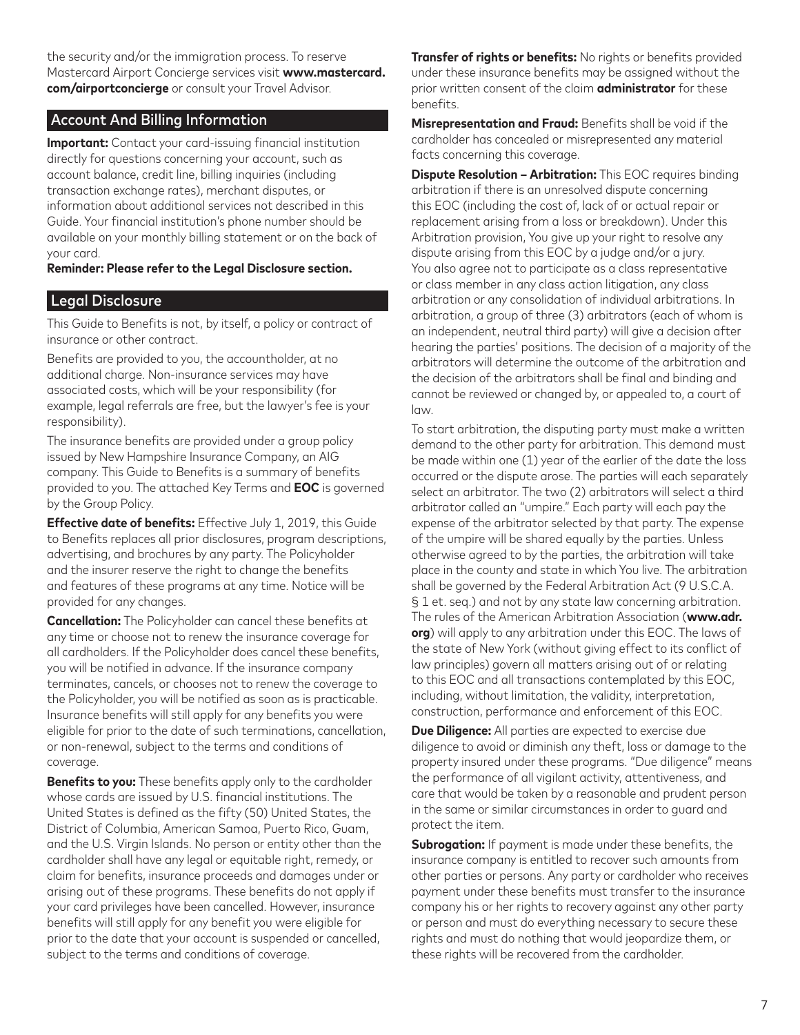the security and/or the immigration process. To reserve Mastercard Airport Concierge services visit **www.mastercard.com/airportconcierge** or consult your Travel Advisor.

## Account And Billing Information

**Important:** Contact your card-issuing financial institution directly for questions concerning your account, such as account balance, credit line, billing inquiries (including transaction exchange rates), merchant disputes, or information about additional services not described in this Guide. Your financial institution's phone number should be available on your monthly billing statement or on the back of your card.

**Reminder: Please refer to the Legal Disclosure section.**

## Legal Disclosure

This Guide to Benefits is not, by itself, a policy or contract of insurance or other contract.

Benefits are provided to you, the accountholder, at no additional charge. Non-insurance services may have associated costs, which will be your responsibility (for example, legal referrals are free, but the lawyer's fee is your responsibility).

The insurance benefits are provided under a group policy issued by New Hampshire Insurance Company, an AIG company. This Guide to Benefits is a summary of benefits provided to you. The attached Key Terms and **EOC** is governed by the Group Policy.

**Effective date of benefits:** Effective July 1, 2019, this Guide to Benefits replaces all prior disclosures, program descriptions, advertising, and brochures by any party. The Policyholder and the insurer reserve the right to change the benefits and features of these programs at any time. Notice will be provided for any changes.

**Cancellation:** The Policyholder can cancel these benefits at any time or choose not to renew the insurance coverage for all cardholders. If the Policyholder does cancel these benefits, you will be notified in advance. If the insurance company terminates, cancels, or chooses not to renew the coverage to the Policyholder, you will be notified as soon as is practicable. Insurance benefits will still apply for any benefits you were eligible for prior to the date of such terminations, cancellation, or non-renewal, subject to the terms and conditions of coverage.

**Benefits to you:** These benefits apply only to the cardholder whose cards are issued by U.S. financial institutions. The United States is defined as the fifty (50) United States, the District of Columbia, American Samoa, Puerto Rico, Guam, and the U.S. Virgin Islands. No person or entity other than the cardholder shall have any legal or equitable right, remedy, or claim for benefits, insurance proceeds and damages under or arising out of these programs. These benefits do not apply if your card privileges have been cancelled. However, insurance benefits will still apply for any benefit you were eligible for prior to the date that your account is suspended or cancelled, subject to the terms and conditions of coverage.

**Transfer of rights or benefits:** No rights or benefits provided under these insurance benefits may be assigned without the prior written consent of the claim **administrator** for these benefits.

**Misrepresentation and Fraud:** Benefits shall be void if the cardholder has concealed or misrepresented any material facts concerning this coverage.

**Dispute Resolution – Arbitration:** This EOC requires binding arbitration if there is an unresolved dispute concerning this EOC (including the cost of, lack of or actual repair or replacement arising from a loss or breakdown). Under this Arbitration provision, You give up your right to resolve any dispute arising from this EOC by a judge and/or a jury. You also agree not to participate as a class representative or class member in any class action litigation, any class arbitration or any consolidation of individual arbitrations. In arbitration, a group of three (3) arbitrators (each of whom is an independent, neutral third party) will give a decision after hearing the parties' positions. The decision of a majority of the arbitrators will determine the outcome of the arbitration and the decision of the arbitrators shall be final and binding and cannot be reviewed or changed by, or appealed to, a court of law.

To start arbitration, the disputing party must make a written demand to the other party for arbitration. This demand must be made within one (1) year of the earlier of the date the loss occurred or the dispute arose. The parties will each separately select an arbitrator. The two (2) arbitrators will select a third arbitrator called an "umpire." Each party will each pay the expense of the arbitrator selected by that party. The expense of the umpire will be shared equally by the parties. Unless otherwise agreed to by the parties, the arbitration will take place in the county and state in which You live. The arbitration shall be governed by the Federal Arbitration Act (9 U.S.C.A. § 1 et. seq.) and not by any state law concerning arbitration. The rules of the American Arbitration Association (**www.adr.org**) will apply to any arbitration under this EOC. The laws of the state of New York (without giving effect to its conflict of law principles) govern all matters arising out of or relating to this EOC and all transactions contemplated by this EOC, including, without limitation, the validity, interpretation, construction, performance and enforcement of this EOC.

**Due Diligence:** All parties are expected to exercise due diligence to avoid or diminish any theft, loss or damage to the property insured under these programs. "Due diligence" means the performance of all vigilant activity, attentiveness, and care that would be taken by a reasonable and prudent person in the same or similar circumstances in order to guard and protect the item.

**Subrogation:** If payment is made under these benefits, the insurance company is entitled to recover such amounts from other parties or persons. Any party or cardholder who receives payment under these benefits must transfer to the insurance company his or her rights to recovery against any other party or person and must do everything necessary to secure these rights and must do nothing that would jeopardize them, or these rights will be recovered from the cardholder.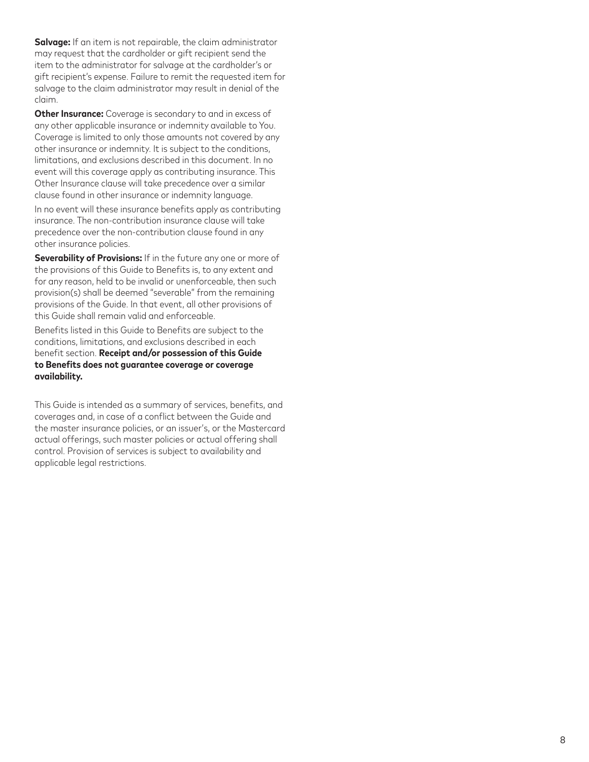**Salvage:** If an item is not repairable, the claim administrator may request that the cardholder or gift recipient send the item to the administrator for salvage at the cardholder's or gift recipient's expense. Failure to remit the requested item for salvage to the claim administrator may result in denial of the claim.

**Other Insurance:** Coverage is secondary to and in excess of any other applicable insurance or indemnity available to You. Coverage is limited to only those amounts not covered by any other insurance or indemnity. It is subject to the conditions, limitations, and exclusions described in this document. In no event will this coverage apply as contributing insurance. This Other Insurance clause will take precedence over a similar clause found in other insurance or indemnity language.

In no event will these insurance benefits apply as contributing insurance. The non-contribution insurance clause will take precedence over the non-contribution clause found in any other insurance policies.

**Severability of Provisions:** If in the future any one or more of the provisions of this Guide to Benefits is, to any extent and for any reason, held to be invalid or unenforceable, then such provision(s) shall be deemed "severable" from the remaining provisions of the Guide. In that event, all other provisions of this Guide shall remain valid and enforceable.

Benefits listed in this Guide to Benefits are subject to the conditions, limitations, and exclusions described in each benefit section. **Receipt and/or possession of this Guide to Benefits does not guarantee coverage or coverage availability.**

This Guide is intended as a summary of services, benefits, and coverages and, in case of a conflict between the Guide and the master insurance policies, or an issuer's, or the Mastercard actual offerings, such master policies or actual offering shall control. Provision of services is subject to availability and applicable legal restrictions.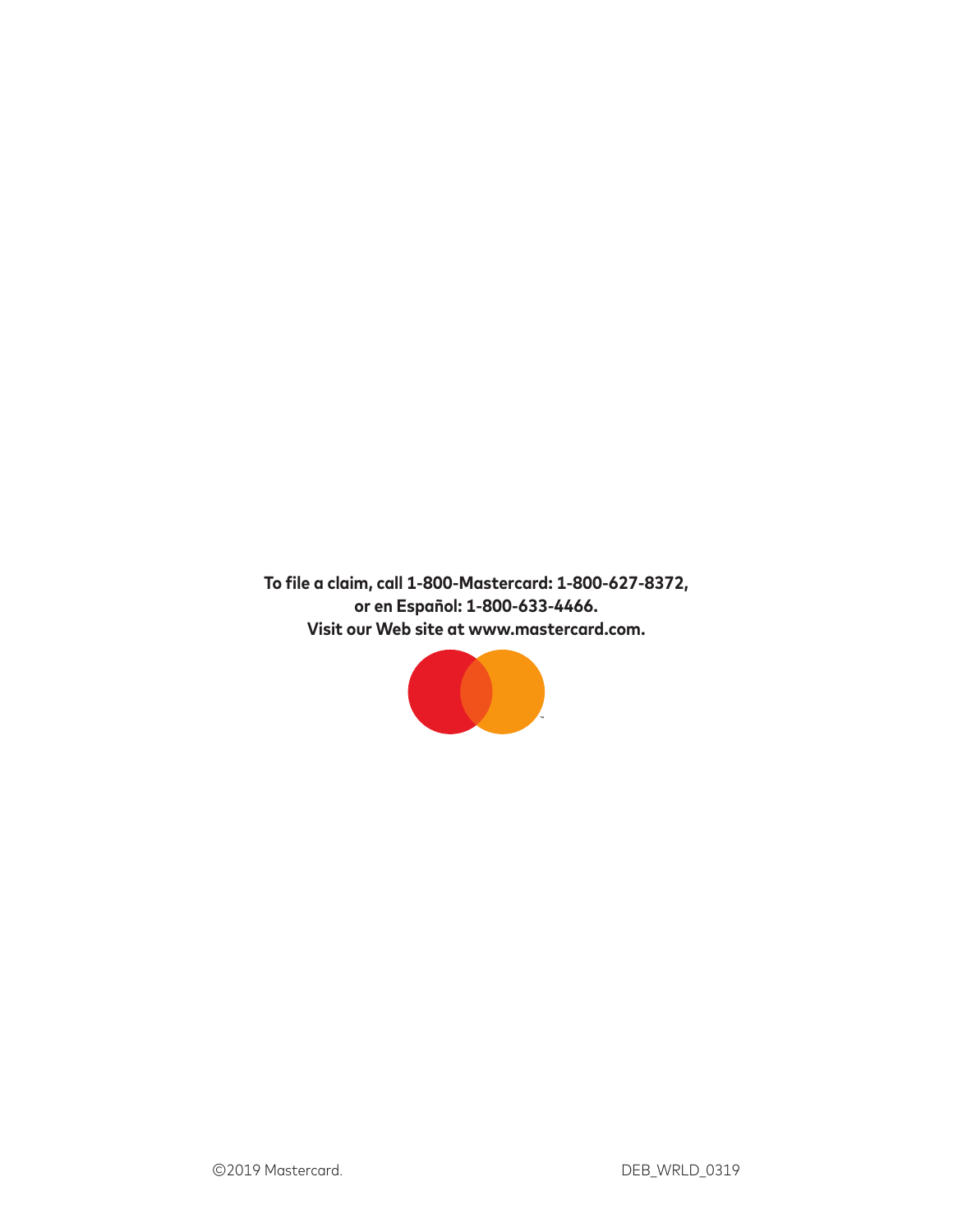**To file a claim, call 1-800-Mastercard: 1-800-627-8372,**
**or en Español: 1-800-633-4466.**
**Visit our Web site at www.mastercard.com.**

©2019 Mastercard.

DEB_WRLD_0319